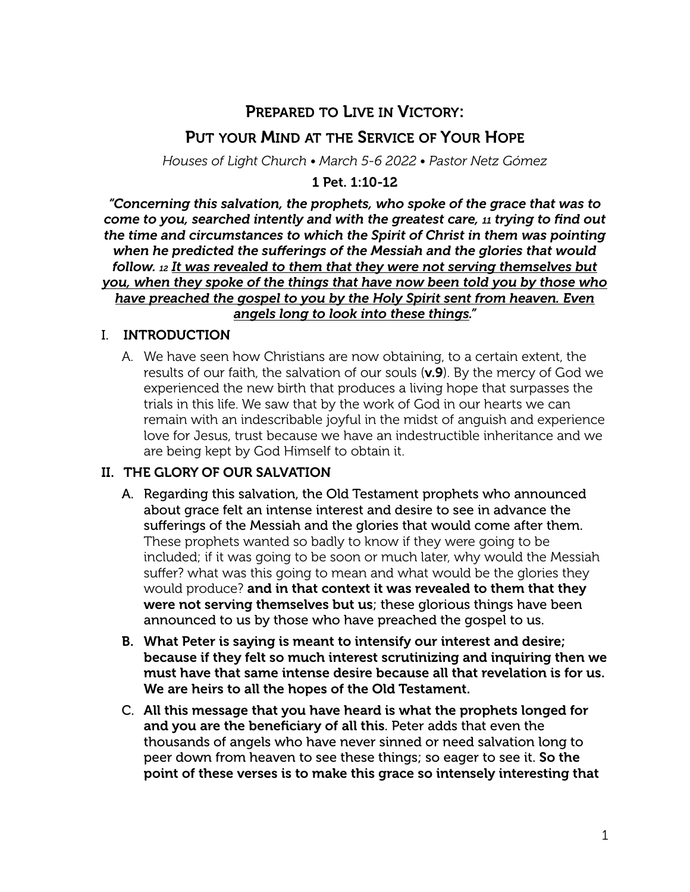# Prepared to Live in Victory:

# Put your Mind at the Service of Your Hope

*Houses of Light Church • March 5-6 2022 • Pastor Netz Gómez*

**1 Pet. 1:10-12**

***"Concerning this salvation, the prophets, who spoke of the grace that was to come to you, searched intently and with the greatest care, 11 trying to find out the time and circumstances to which the Spirit of Christ in them was pointing when he predicted the sufferings of the Messiah and the glories that would follow. 12 <u>It was revealed to them that they were not serving themselves but you, when they spoke of the things that have now been told you by those who have preached the gospel to you by the Holy Spirit sent from heaven. Even angels long to look into these things</u>."***

## I. INTRODUCTION

A. We have seen how Christians are now obtaining, to a certain extent, the results of our faith, the salvation of our souls (**v.9**). By the mercy of God we experienced the new birth that produces a living hope that surpasses the trials in this life. We saw that by the work of God in our hearts we can remain with an indescribable joyful in the midst of anguish and experience love for Jesus, trust because we have an indestructible inheritance and we are being kept by God Himself to obtain it.

## II. THE GLORY OF OUR SALVATION

A. Regarding this salvation, the Old Testament prophets who announced about grace felt an intense interest and desire to see in advance the sufferings of the Messiah and the glories that would come after them. These prophets wanted so badly to know if they were going to be included; if it was going to be soon or much later, why would the Messiah suffer? what was this going to mean and what would be the glories they would produce? **and in that context it was revealed to them that they were not serving themselves but us**; these glorious things have been announced to us by those who have preached the gospel to us.

B. **What Peter is saying is meant to intensify our interest and desire; because if they felt so much interest scrutinizing and inquiring then we must have that same intense desire because all that revelation is for us. We are heirs to all the hopes of the Old Testament.**

C. **All this message that you have heard is what the prophets longed for and you are the beneficiary of all this**. Peter adds that even the thousands of angels who have never sinned or need salvation long to peer down from heaven to see these things; so eager to see it. **So the point of these verses is to make this grace so intensely interesting that**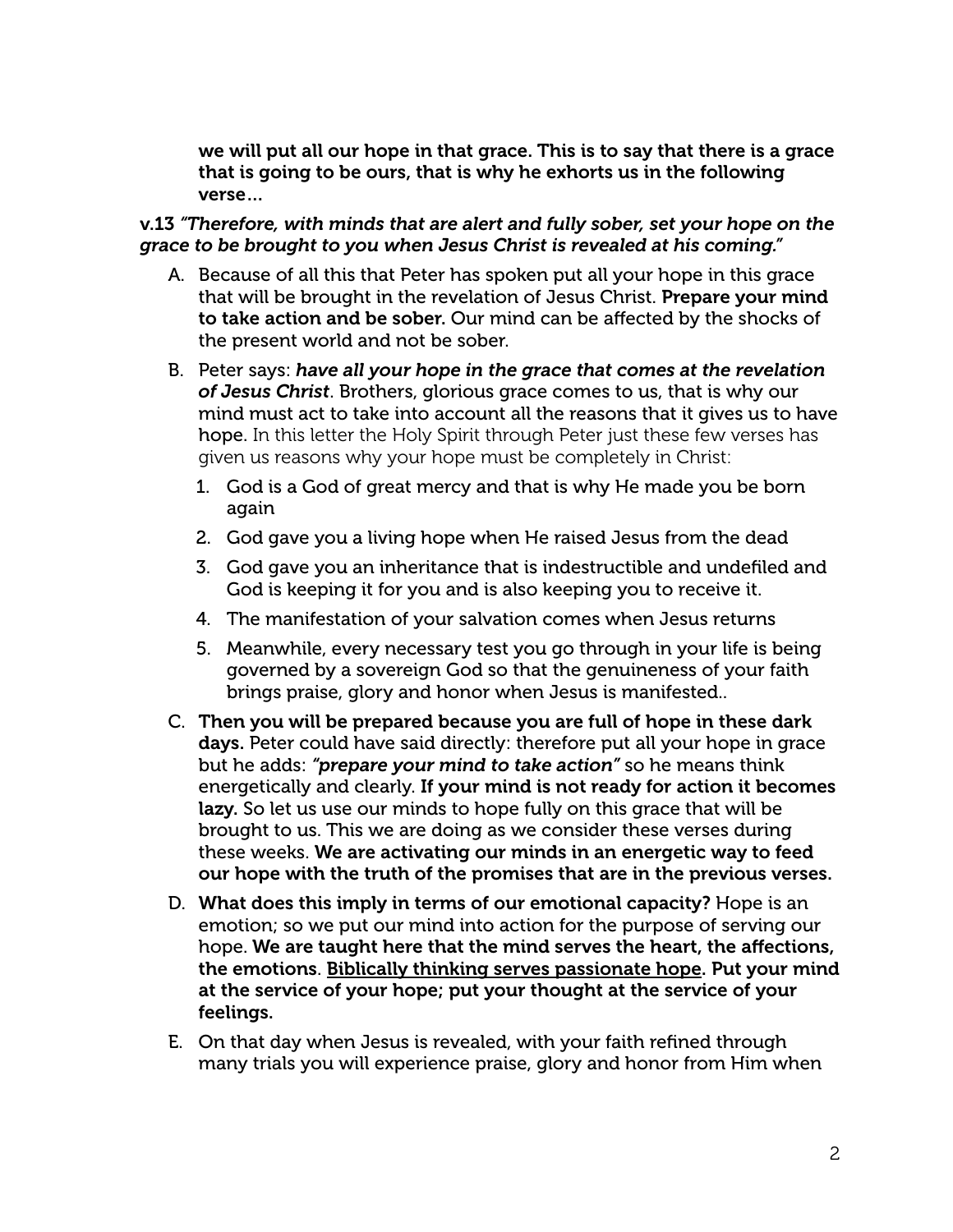**we will put all our hope in that grace. This is to say that there is a grace that is going to be ours, that is why he exhorts us in the following verse…**

**v.13** ***"Therefore, with minds that are alert and fully sober, set your hope on the grace to be brought to you when Jesus Christ is revealed at his coming."***

A. Because of all this that Peter has spoken put all your hope in this grace that will be brought in the revelation of Jesus Christ. **Prepare your mind to take action and be sober.** Our mind can be affected by the shocks of the present world and not be sober.

B. Peter says: ***have all your hope in the grace that comes at the revelation of Jesus Christ***. Brothers, glorious grace comes to us, that is why our mind must act to take into account all the reasons that it gives us to have hope. In this letter the Holy Spirit through Peter just these few verses has given us reasons why your hope must be completely in Christ:

   1. God is a God of great mercy and that is why He made you be born again
   2. God gave you a living hope when He raised Jesus from the dead
   3. God gave you an inheritance that is indestructible and undefiled and God is keeping it for you and is also keeping you to receive it.
   4. The manifestation of your salvation comes when Jesus returns
   5. Meanwhile, every necessary test you go through in your life is being governed by a sovereign God so that the genuineness of your faith brings praise, glory and honor when Jesus is manifested..

C. **Then you will be prepared because you are full of hope in these dark days.** Peter could have said directly: therefore put all your hope in grace but he adds: ***"prepare your mind to take action"*** so he means think energetically and clearly. **If your mind is not ready for action it becomes lazy.** So let us use our minds to hope fully on this grace that will be brought to us. This we are doing as we consider these verses during these weeks. **We are activating our minds in an energetic way to feed our hope with the truth of the promises that are in the previous verses.**

D. **What does this imply in terms of our emotional capacity?** Hope is an emotion; so we put our mind into action for the purpose of serving our hope. **We are taught here that the mind serves the heart, the affections, the emotions**. **<u>Biblically thinking serves passionate hope</u>. Put your mind at the service of your hope; put your thought at the service of your feelings.**

E. On that day when Jesus is revealed, with your faith refined through many trials you will experience praise, glory and honor from Him when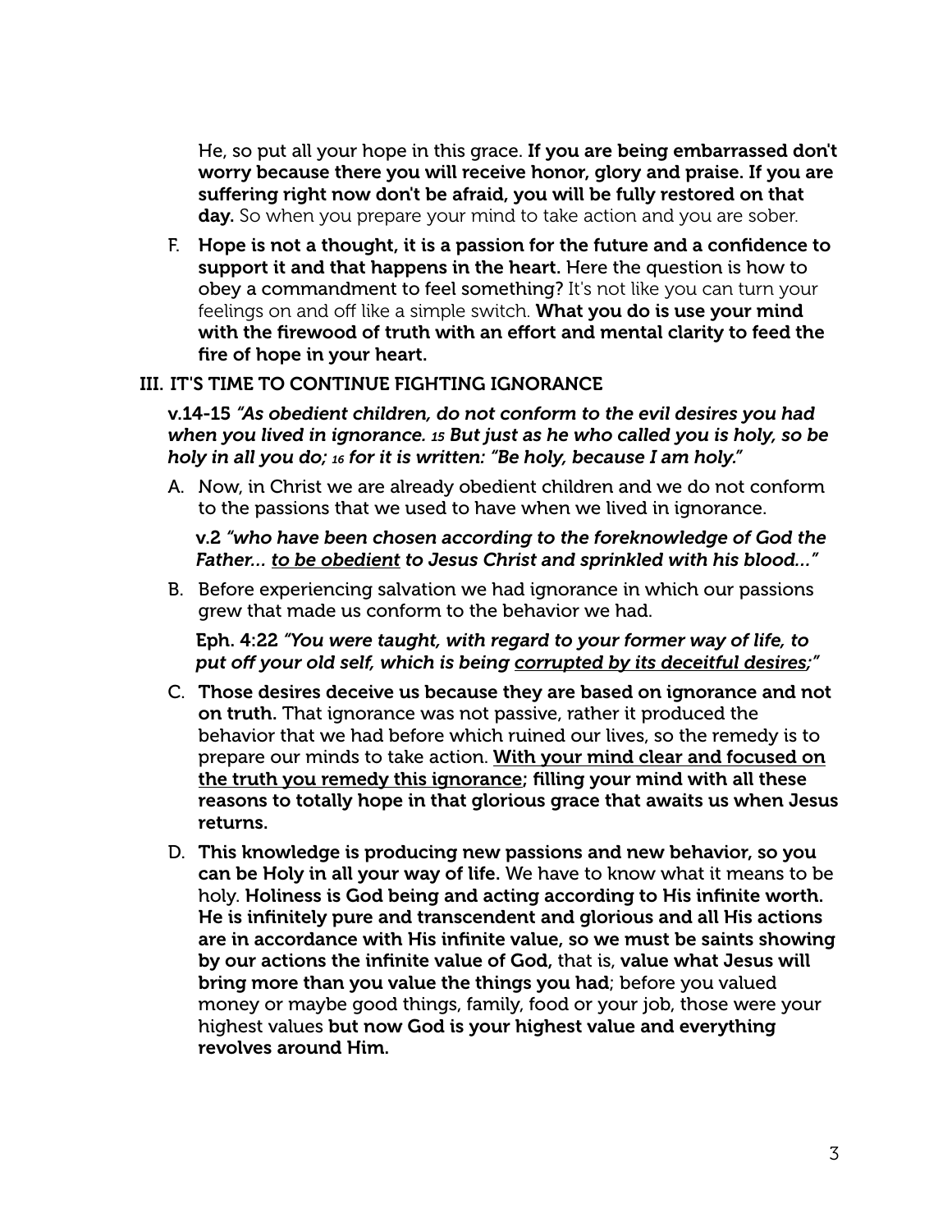He, so put all your hope in this grace. **If you are being embarrassed don't worry because there you will receive honor, glory and praise. If you are suffering right now don't be afraid, you will be fully restored on that day.** So when you prepare your mind to take action and you are sober.

F. **Hope is not a thought, it is a passion for the future and a confidence to support it and that happens in the heart.** Here the question is how to obey a commandment to feel something? It's not like you can turn your feelings on and off like a simple switch. **What you do is use your mind with the firewood of truth with an effort and mental clarity to feed the fire of hope in your heart.**

## III. IT'S TIME TO CONTINUE FIGHTING IGNORANCE

**v.14-15** ***"As obedient children, do not conform to the evil desires you had when you lived in ignorance. 15 But just as he who called you is holy, so be holy in all you do; 16 for it is written: "Be holy, because I am holy."***

A. Now, in Christ we are already obedient children and we do not conform to the passions that we used to have when we lived in ignorance.

**v.2** ***"who have been chosen according to the foreknowledge of God the Father… <u>to be obedient</u> to Jesus Christ and sprinkled with his blood…"***

B. Before experiencing salvation we had ignorance in which our passions grew that made us conform to the behavior we had.

**Eph. 4:22** ***"You were taught, with regard to your former way of life, to put off your old self, which is being <u>corrupted by its deceitful desires</u>;"***

C. **Those desires deceive us because they are based on ignorance and not on truth.** That ignorance was not passive, rather it produced the behavior that we had before which ruined our lives, so the remedy is to prepare our minds to take action. **<u>With your mind clear and focused on the truth you remedy this ignorance</u>; filling your mind with all these reasons to totally hope in that glorious grace that awaits us when Jesus returns.**

D. **This knowledge is producing new passions and new behavior, so you can be Holy in all your way of life.** We have to know what it means to be holy. **Holiness is God being and acting according to His infinite worth. He is infinitely pure and transcendent and glorious and all His actions are in accordance with His infinite value, so we must be saints showing by our actions the infinite value of God,** that is, **value what Jesus will bring more than you value the things you had**; before you valued money or maybe good things, family, food or your job, those were your highest values **but now God is your highest value and everything revolves around Him.**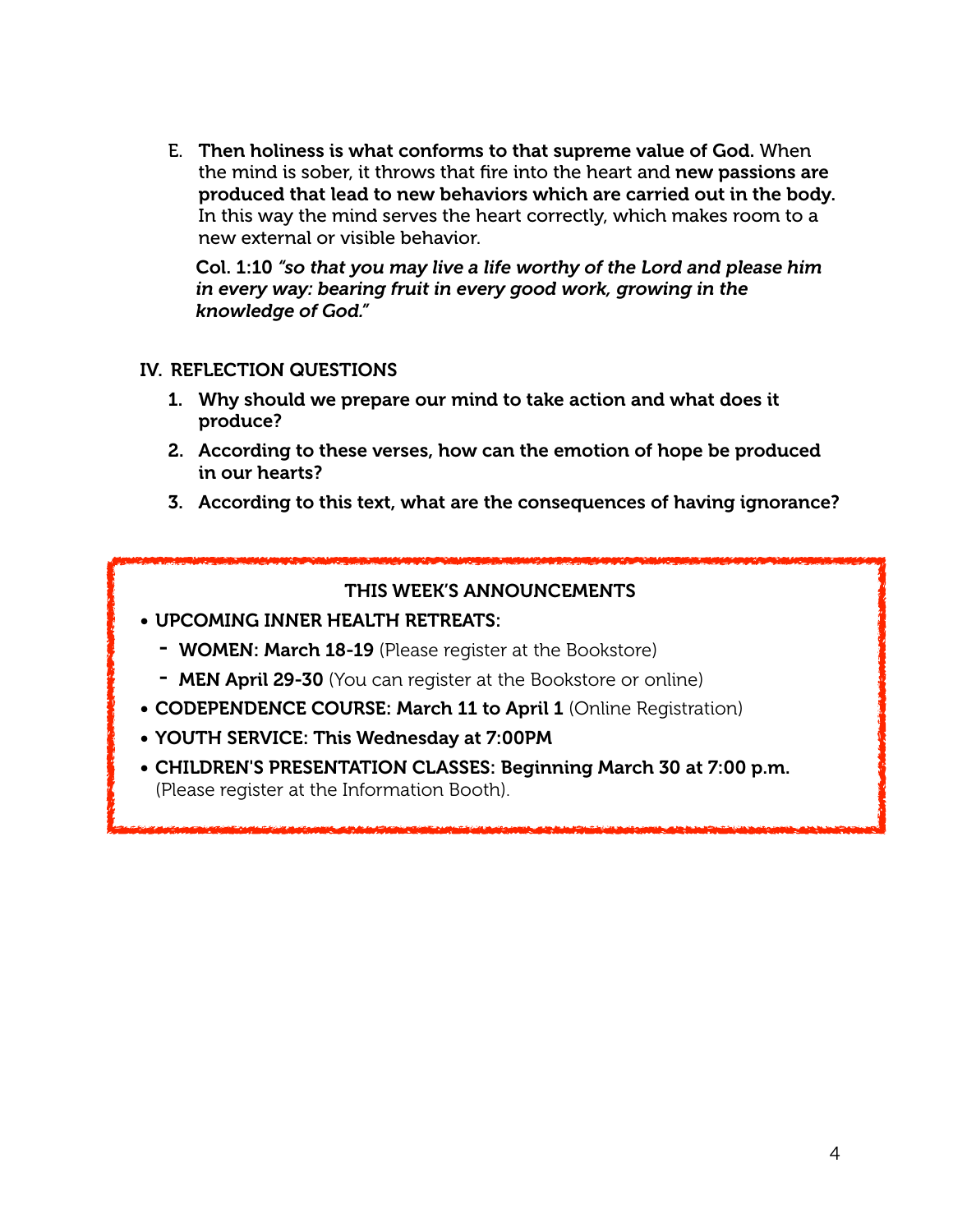E. **Then holiness is what conforms to that supreme value of God.** When the mind is sober, it throws that fire into the heart and **new passions are produced that lead to new behaviors which are carried out in the body.** In this way the mind serves the heart correctly, which makes room to a new external or visible behavior.

**Col. 1:10** ***"so that you may live a life worthy of the Lord and please him in every way: bearing fruit in every good work, growing in the knowledge of God."***

## IV. REFLECTION QUESTIONS

1. **Why should we prepare our mind to take action and what does it produce?**
2. **According to these verses, how can the emotion of hope be produced in our hearts?**
3. **According to this text, what are the consequences of having ignorance?**

### THIS WEEK'S ANNOUNCEMENTS

- **UPCOMING INNER HEALTH RETREATS:**
  - **WOMEN: March 18-19** (Please register at the Bookstore)
  - **MEN April 29-30** (You can register at the Bookstore or online)
- **CODEPENDENCE COURSE: March 11 to April 1** (Online Registration)
- **YOUTH SERVICE: This Wednesday at 7:00PM**
- **CHILDREN'S PRESENTATION CLASSES: Beginning March 30 at 7:00 p.m.** (Please register at the Information Booth).